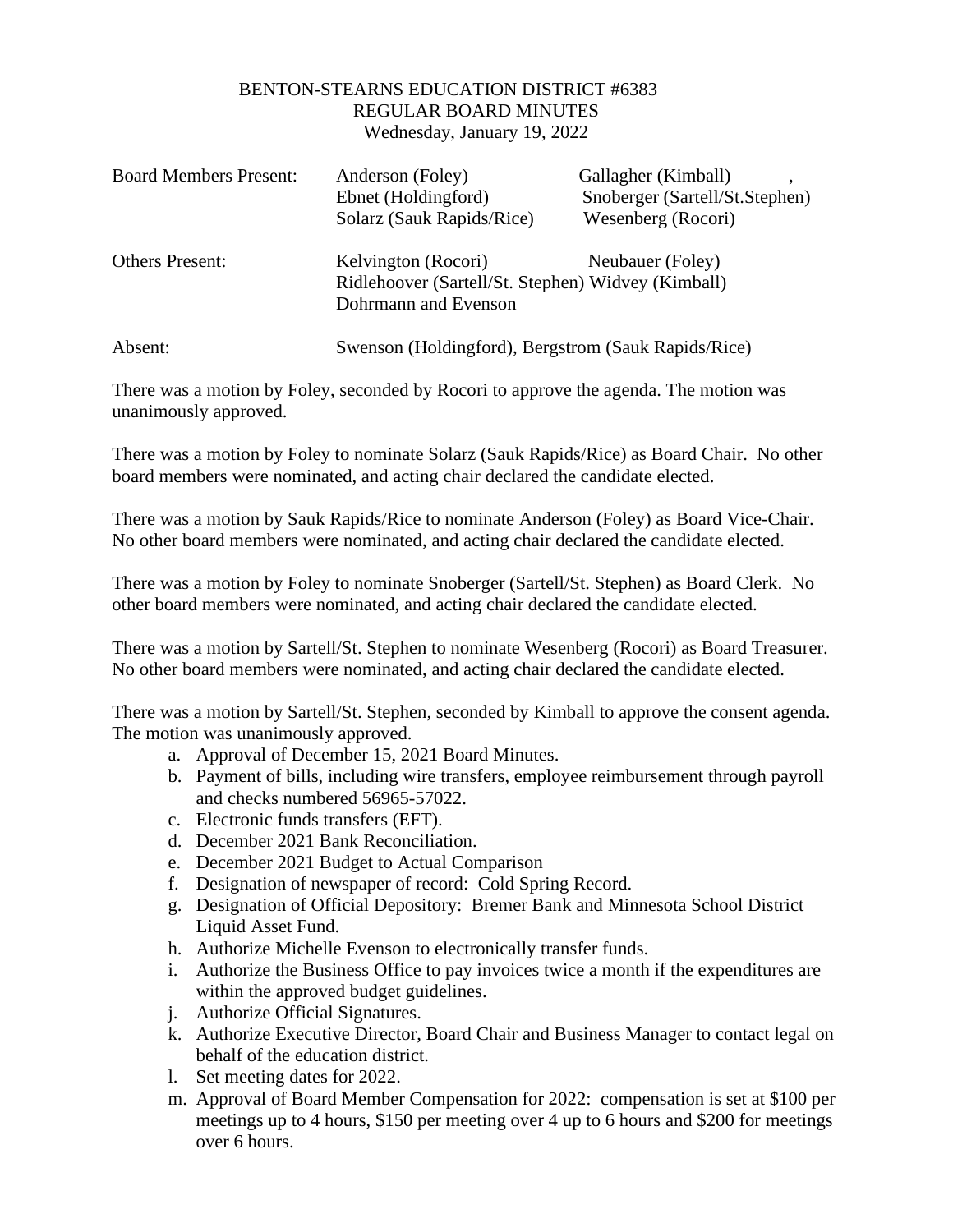BENTON-STEARNS EDUCATION DISTRICT #6383
REGULAR BOARD MINUTES
Wednesday, January 19, 2022

| | | |
|---|---|---|
| Board Members Present: | Anderson (Foley) | Gallagher (Kimball) , |
| | Ebnet (Holdingford) | Snoberger (Sartell/St.Stephen) |
| | Solarz (Sauk Rapids/Rice) | Wesenberg (Rocori) |
| Others Present: | Kelvington (Rocori) | Neubauer (Foley) |
| | Ridlehoover (Sartell/St. Stephen) | Widvey (Kimball) |
| | Dohrmann and Evenson | |
| Absent: | Swenson (Holdingford), Bergstrom (Sauk Rapids/Rice) | |

There was a motion by Foley, seconded by Rocori to approve the agenda. The motion was unanimously approved.

There was a motion by Foley to nominate Solarz (Sauk Rapids/Rice) as Board Chair. No other board members were nominated, and acting chair declared the candidate elected.

There was a motion by Sauk Rapids/Rice to nominate Anderson (Foley) as Board Vice-Chair. No other board members were nominated, and acting chair declared the candidate elected.

There was a motion by Foley to nominate Snoberger (Sartell/St. Stephen) as Board Clerk. No other board members were nominated, and acting chair declared the candidate elected.

There was a motion by Sartell/St. Stephen to nominate Wesenberg (Rocori) as Board Treasurer. No other board members were nominated, and acting chair declared the candidate elected.

There was a motion by Sartell/St. Stephen, seconded by Kimball to approve the consent agenda. The motion was unanimously approved.

a. Approval of December 15, 2021 Board Minutes.
b. Payment of bills, including wire transfers, employee reimbursement through payroll and checks numbered 56965-57022.
c. Electronic funds transfers (EFT).
d. December 2021 Bank Reconciliation.
e. December 2021 Budget to Actual Comparison
f. Designation of newspaper of record: Cold Spring Record.
g. Designation of Official Depository: Bremer Bank and Minnesota School District Liquid Asset Fund.
h. Authorize Michelle Evenson to electronically transfer funds.
i. Authorize the Business Office to pay invoices twice a month if the expenditures are within the approved budget guidelines.
j. Authorize Official Signatures.
k. Authorize Executive Director, Board Chair and Business Manager to contact legal on behalf of the education district.
l. Set meeting dates for 2022.
m. Approval of Board Member Compensation for 2022: compensation is set at $100 per meetings up to 4 hours, $150 per meeting over 4 up to 6 hours and $200 for meetings over 6 hours.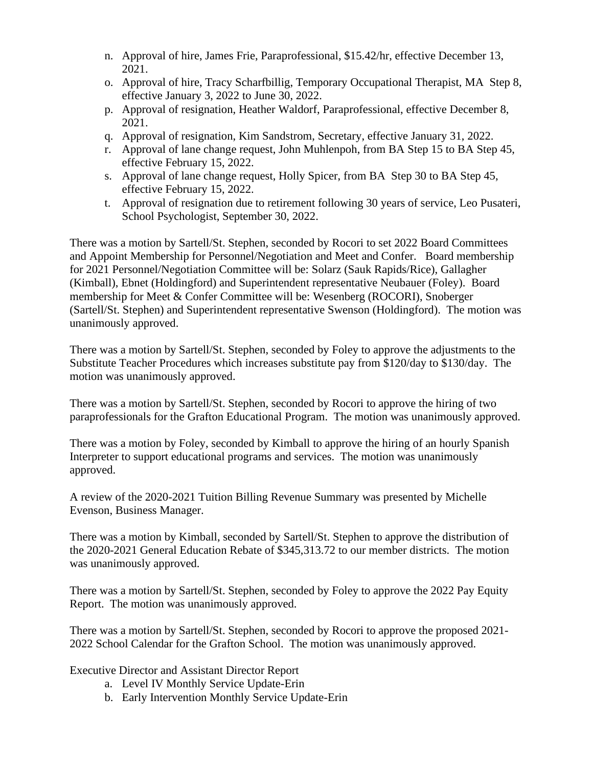n. Approval of hire, James Frie, Paraprofessional, $15.42/hr, effective December 13, 2021.
o. Approval of hire, Tracy Scharfbillig, Temporary Occupational Therapist, MA Step 8, effective January 3, 2022 to June 30, 2022.
p. Approval of resignation, Heather Waldorf, Paraprofessional, effective December 8, 2021.
q. Approval of resignation, Kim Sandstrom, Secretary, effective January 31, 2022.
r. Approval of lane change request, John Muhlenpoh, from BA Step 15 to BA Step 45, effective February 15, 2022.
s. Approval of lane change request, Holly Spicer, from BA Step 30 to BA Step 45, effective February 15, 2022.
t. Approval of resignation due to retirement following 30 years of service, Leo Pusateri, School Psychologist, September 30, 2022.

There was a motion by Sartell/St. Stephen, seconded by Rocori to set 2022 Board Committees and Appoint Membership for Personnel/Negotiation and Meet and Confer. Board membership for 2021 Personnel/Negotiation Committee will be: Solarz (Sauk Rapids/Rice), Gallagher (Kimball), Ebnet (Holdingford) and Superintendent representative Neubauer (Foley). Board membership for Meet & Confer Committee will be: Wesenberg (ROCORI), Snoberger (Sartell/St. Stephen) and Superintendent representative Swenson (Holdingford). The motion was unanimously approved.

There was a motion by Sartell/St. Stephen, seconded by Foley to approve the adjustments to the Substitute Teacher Procedures which increases substitute pay from $120/day to $130/day. The motion was unanimously approved.

There was a motion by Sartell/St. Stephen, seconded by Rocori to approve the hiring of two paraprofessionals for the Grafton Educational Program. The motion was unanimously approved.

There was a motion by Foley, seconded by Kimball to approve the hiring of an hourly Spanish Interpreter to support educational programs and services. The motion was unanimously approved.

A review of the 2020-2021 Tuition Billing Revenue Summary was presented by Michelle Evenson, Business Manager.

There was a motion by Kimball, seconded by Sartell/St. Stephen to approve the distribution of the 2020-2021 General Education Rebate of $345,313.72 to our member districts. The motion was unanimously approved.

There was a motion by Sartell/St. Stephen, seconded by Foley to approve the 2022 Pay Equity Report. The motion was unanimously approved.

There was a motion by Sartell/St. Stephen, seconded by Rocori to approve the proposed 2021-2022 School Calendar for the Grafton School. The motion was unanimously approved.

Executive Director and Assistant Director Report

a. Level IV Monthly Service Update-Erin
b. Early Intervention Monthly Service Update-Erin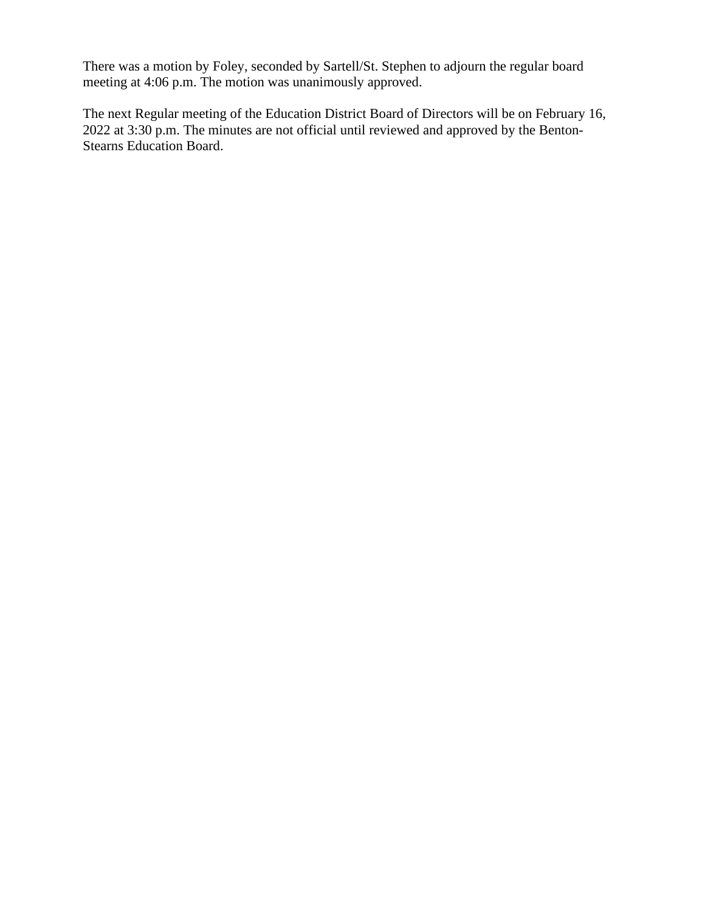There was a motion by Foley, seconded by Sartell/St. Stephen to adjourn the regular board meeting at 4:06 p.m. The motion was unanimously approved.

The next Regular meeting of the Education District Board of Directors will be on February 16, 2022 at 3:30 p.m. The minutes are not official until reviewed and approved by the Benton-Stearns Education Board.